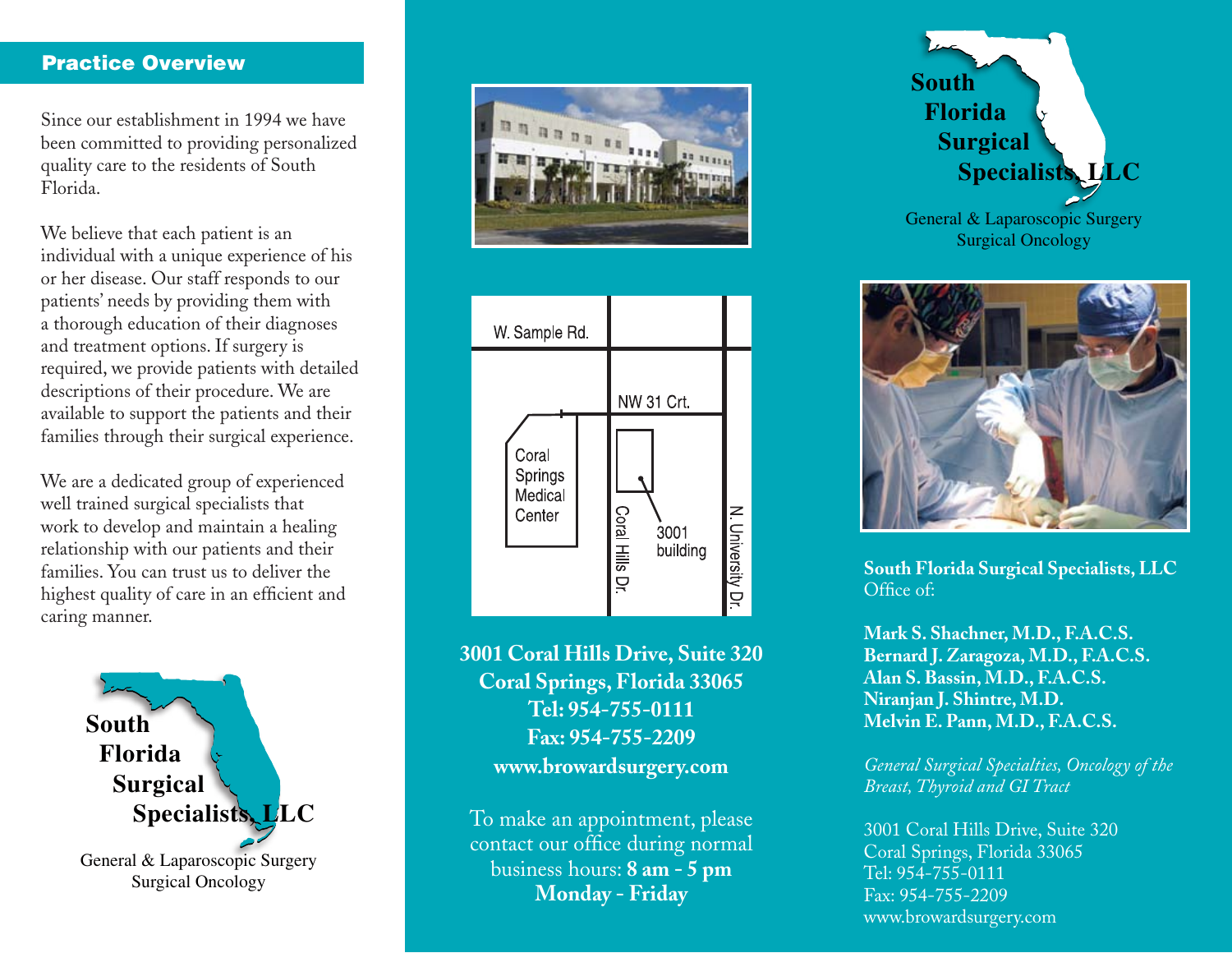## Practice Overview

Since our establishment in 1994 we have been committed to providing personalized quality care to the residents of South Florida.

We believe that each patient is an individual with a unique experience of his or her disease. Our staff responds to our patients' needs by providing them with a thorough education of their diagnoses and treatment options. If surgery is required, we provide patients with detailed descriptions of their procedure. We are available to support the patients and their families through their surgical experience.

We are a dedicated group of experienced well trained surgical specialists that work to develop and maintain a healing relationship with our patients and their families. You can trust us to deliver the highest quality of care in an efficient and caring manner.

**South Florida Surgical Specialists, LLC**

General & Laparoscopic Surgery
Surgical Oncology

W. Sample Rd.
NW 31 Crt.
Coral Springs Medical Center
Coral Hills Dr.
3001 building
N. University Dr.

**3001 Coral Hills Drive, Suite 320**
**Coral Springs, Florida 33065**
**Tel: 954-755-0111**
**Fax: 954-755-2209**
**www.browardsurgery.com**

To make an appointment, please contact our office during normal business hours: **8 am - 5 pm Monday - Friday**

# South Florida Surgical Specialists, LLC

General & Laparoscopic Surgery
Surgical Oncology

**South Florida Surgical Specialists, LLC**
Office of:

**Mark S. Shachner, M.D., F.A.C.S.**
**Bernard J. Zaragoza, M.D., F.A.C.S.**
**Alan S. Bassin, M.D., F.A.C.S.**
**Niranjan J. Shintre, M.D.**
**Melvin E. Pann, M.D., F.A.C.S.**

*General Surgical Specialties, Oncology of the Breast, Thyroid and GI Tract*

3001 Coral Hills Drive, Suite 320
Coral Springs, Florida 33065
Tel: 954-755-0111
Fax: 954-755-2209
www.browardsurgery.com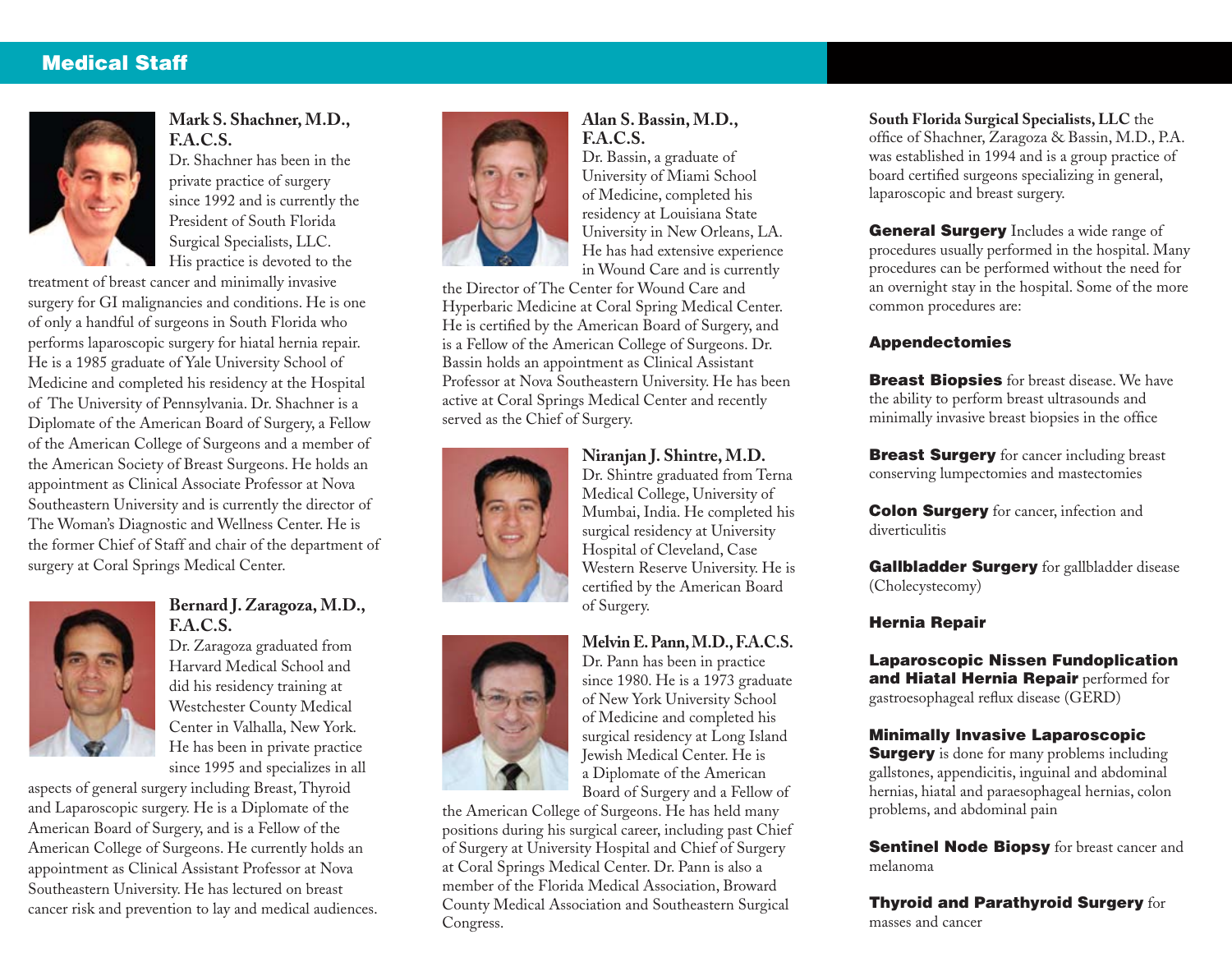# Medical Staff

### Mark S. Shachner, M.D., F.A.C.S.

Dr. Shachner has been in the private practice of surgery since 1992 and is currently the President of South Florida Surgical Specialists, LLC. His practice is devoted to the treatment of breast cancer and minimally invasive surgery for GI malignancies and conditions. He is one of only a handful of surgeons in South Florida who performs laparoscopic surgery for hiatal hernia repair. He is a 1985 graduate of Yale University School of Medicine and completed his residency at the Hospital of The University of Pennsylvania. Dr. Shachner is a Diplomate of the American Board of Surgery, a Fellow of the American College of Surgeons and a member of the American Society of Breast Surgeons. He holds an appointment as Clinical Associate Professor at Nova Southeastern University and is currently the director of The Woman's Diagnostic and Wellness Center. He is the former Chief of Staff and chair of the department of surgery at Coral Springs Medical Center.

### Bernard J. Zaragoza, M.D., F.A.C.S.

Dr. Zaragoza graduated from Harvard Medical School and did his residency training at Westchester County Medical Center in Valhalla, New York. He has been in private practice since 1995 and specializes in all aspects of general surgery including Breast, Thyroid and Laparoscopic surgery. He is a Diplomate of the American Board of Surgery, and is a Fellow of the American College of Surgeons. He currently holds an appointment as Clinical Assistant Professor at Nova Southeastern University. He has lectured on breast cancer risk and prevention to lay and medical audiences.

### Alan S. Bassin, M.D., F.A.C.S.

Dr. Bassin, a graduate of University of Miami School of Medicine, completed his residency at Louisiana State University in New Orleans, LA. He has had extensive experience in Wound Care and is currently the Director of The Center for Wound Care and Hyperbaric Medicine at Coral Spring Medical Center. He is certified by the American Board of Surgery, and is a Fellow of the American College of Surgeons. Dr. Bassin holds an appointment as Clinical Assistant Professor at Nova Southeastern University. He has been active at Coral Springs Medical Center and recently served as the Chief of Surgery.

### Niranjan J. Shintre, M.D.

Dr. Shintre graduated from Terna Medical College, University of Mumbai, India. He completed his surgical residency at University Hospital of Cleveland, Case Western Reserve University. He is certified by the American Board of Surgery.

### Melvin E. Pann, M.D., F.A.C.S.

Dr. Pann has been in practice since 1980. He is a 1973 graduate of New York University School of Medicine and completed his surgical residency at Long Island Jewish Medical Center. He is a Diplomate of the American Board of Surgery and a Fellow of the American College of Surgeons. He has held many positions during his surgical career, including past Chief of Surgery at University Hospital and Chief of Surgery at Coral Springs Medical Center. Dr. Pann is also a member of the Florida Medical Association, Broward County Medical Association and Southeastern Surgical Congress.

**South Florida Surgical Specialists, LLC** the office of Shachner, Zaragoza & Bassin, M.D., P.A. was established in 1994 and is a group practice of board certified surgeons specializing in general, laparoscopic and breast surgery.

**General Surgery** Includes a wide range of procedures usually performed in the hospital. Many procedures can be performed without the need for an overnight stay in the hospital. Some of the more common procedures are:

**Appendectomies**

**Breast Biopsies** for breast disease. We have the ability to perform breast ultrasounds and minimally invasive breast biopsies in the office

**Breast Surgery** for cancer including breast conserving lumpectomies and mastectomies

**Colon Surgery** for cancer, infection and diverticulitis

**Gallbladder Surgery** for gallbladder disease (Cholecystecomy)

**Hernia Repair**

**Laparoscopic Nissen Fundoplication and Hiatal Hernia Repair** performed for gastroesophageal reflux disease (GERD)

**Minimally Invasive Laparoscopic Surgery** is done for many problems including gallstones, appendicitis, inguinal and abdominal hernias, hiatal and paraesophageal hernias, colon problems, and abdominal pain

**Sentinel Node Biopsy** for breast cancer and melanoma

**Thyroid and Parathyroid Surgery** for masses and cancer